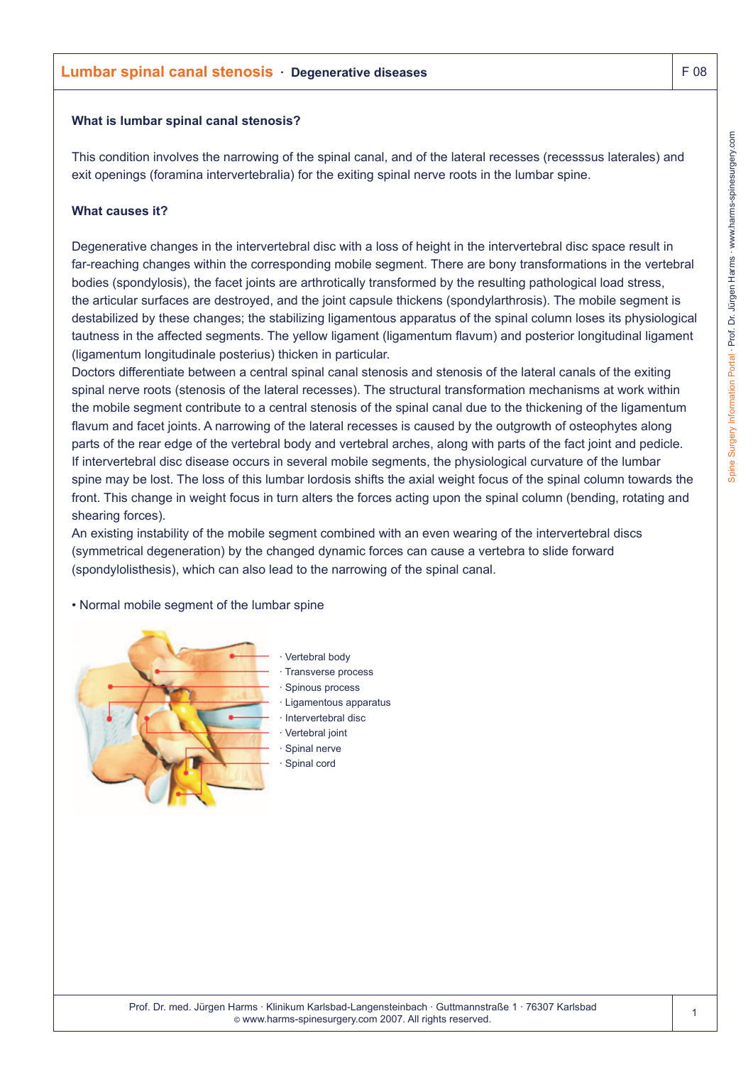# Lumbar spinal canal stenosis · Degenerative diseases

F 08

**What is lumbar spinal canal stenosis?**

This condition involves the narrowing of the spinal canal, and of the lateral recesses (recesssus laterales) and exit openings (foramina intervertebralia) for the exiting spinal nerve roots in the lumbar spine.

**What causes it?**

Degenerative changes in the intervertebral disc with a loss of height in the intervertebral disc space result in far-reaching changes within the corresponding mobile segment. There are bony transformations in the vertebral bodies (spondylosis), the facet joints are arthrotically transformed by the resulting pathological load stress, the articular surfaces are destroyed, and the joint capsule thickens (spondylarthrosis). The mobile segment is destabilized by these changes; the stabilizing ligamentous apparatus of the spinal column loses its physiological tautness in the affected segments. The yellow ligament (ligamentum flavum) and posterior longitudinal ligament (ligamentum longitudinale posterius) thicken in particular.
Doctors differentiate between a central spinal canal stenosis and stenosis of the lateral canals of the exiting spinal nerve roots (stenosis of the lateral recesses). The structural transformation mechanisms at work within the mobile segment contribute to a central stenosis of the spinal canal due to the thickening of the ligamentum flavum and facet joints. A narrowing of the lateral recesses is caused by the outgrowth of osteophytes along parts of the rear edge of the vertebral body and vertebral arches, along with parts of the fact joint and pedicle.
If intervertebral disc disease occurs in several mobile segments, the physiological curvature of the lumbar spine may be lost. The loss of this lumbar lordosis shifts the axial weight focus of the spinal column towards the front. This change in weight focus in turn alters the forces acting upon the spinal column (bending, rotating and shearing forces).
An existing instability of the mobile segment combined with an even wearing of the intervertebral discs (symmetrical degeneration) by the changed dynamic forces can cause a vertebra to slide forward (spondylolisthesis), which can also lead to the narrowing of the spinal canal.

• Normal mobile segment of the lumbar spine

· Vertebral body
· Transverse process
· Spinous process
· Ligamentous apparatus
· Intervertebral disc
· Vertebral joint
· Spinal nerve
· Spinal cord

Prof. Dr. med. Jürgen Harms · Klinikum Karlsbad-Langensteinbach · Guttmannstraße 1 · 76307 Karlsbad
© www.harms-spinesurgery.com 2007. All rights reserved.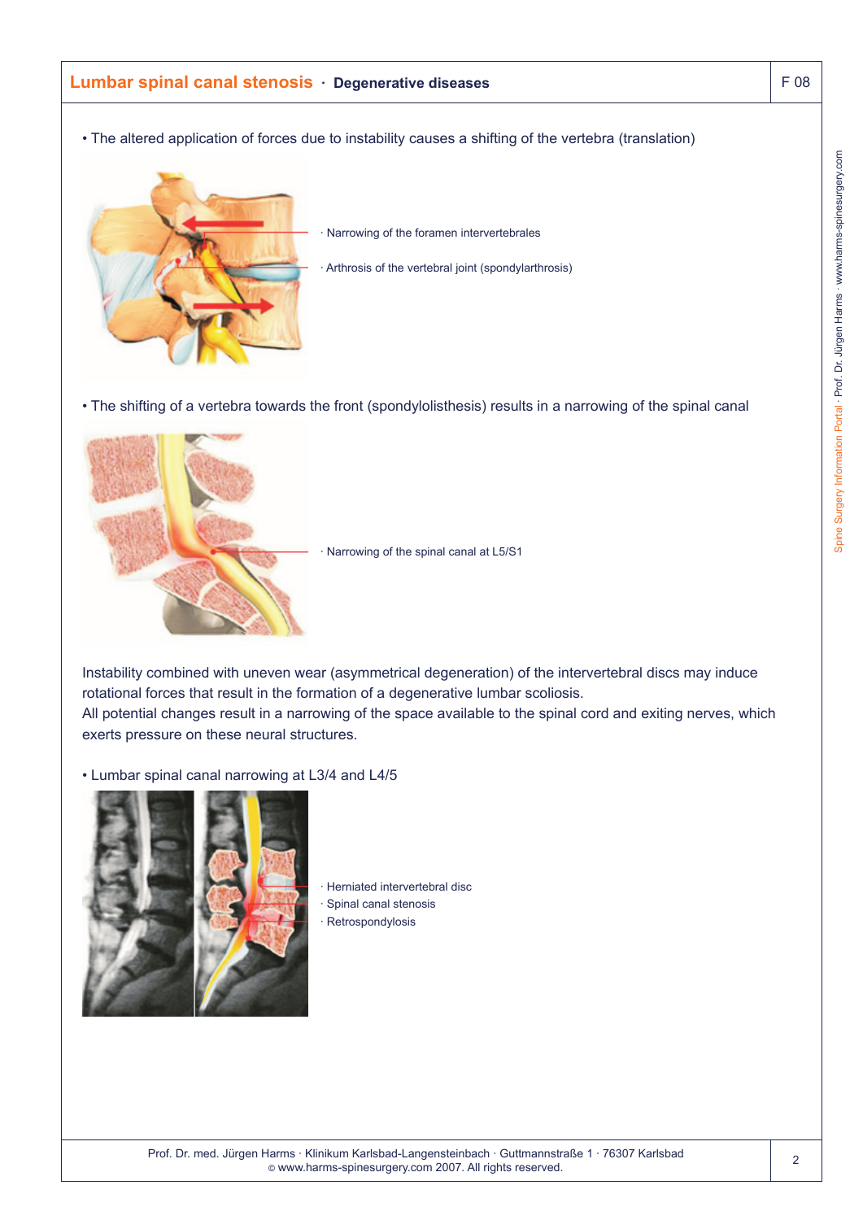## Lumbar spinal canal stenosis · Degenerative diseases

- The altered application of forces due to instability causes a shifting of the vertebra (translation)

· Narrowing of the foramen intervertebrales

· Arthrosis of the vertebral joint (spondylarthrosis)

- The shifting of a vertebra towards the front (spondylolisthesis) results in a narrowing of the spinal canal

· Narrowing of the spinal canal at L5/S1

Instability combined with uneven wear (asymmetrical degeneration) of the intervertebral discs may induce rotational forces that result in the formation of a degenerative lumbar scoliosis.
All potential changes result in a narrowing of the space available to the spinal cord and exiting nerves, which exerts pressure on these neural structures.

- Lumbar spinal canal narrowing at L3/4 and L4/5

· Herniated intervertebral disc

· Spinal canal stenosis

· Retrospondylosis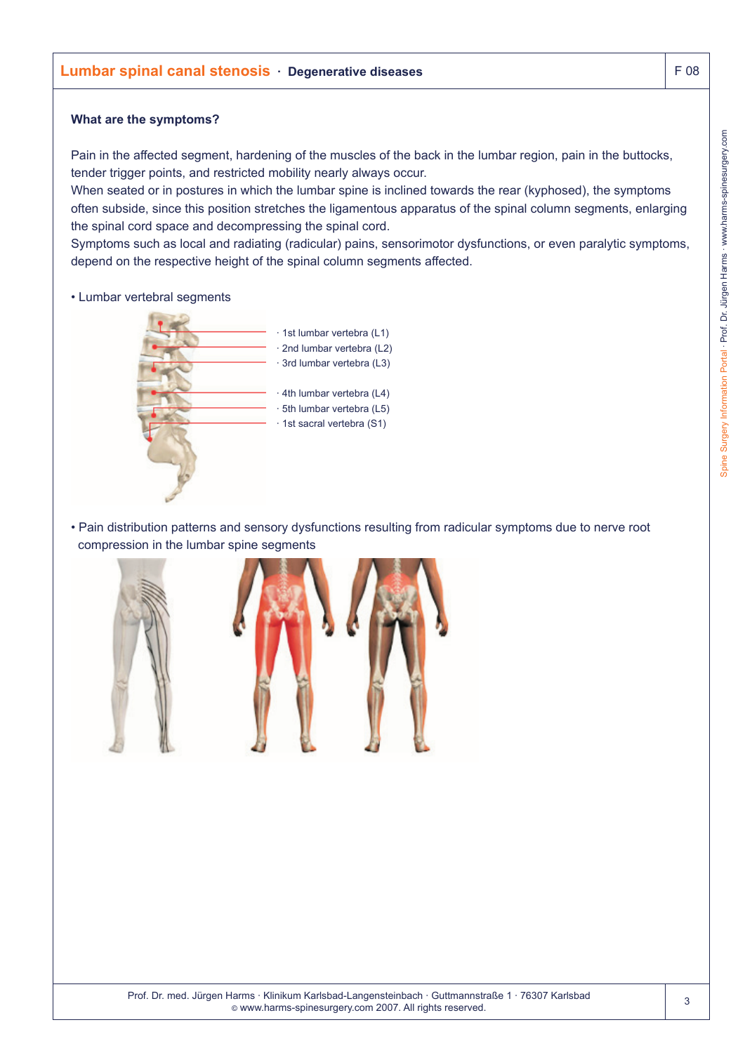## Lumbar spinal canal stenosis · Degenerative diseases

F 08

### What are the symptoms?

Pain in the affected segment, hardening of the muscles of the back in the lumbar region, pain in the buttocks, tender trigger points, and restricted mobility nearly always occur.
When seated or in postures in which the lumbar spine is inclined towards the rear (kyphosed), the symptoms often subside, since this position stretches the ligamentous apparatus of the spinal column segments, enlarging the spinal cord space and decompressing the spinal cord.
Symptoms such as local and radiating (radicular) pains, sensorimotor dysfunctions, or even paralytic symptoms, depend on the respective height of the spinal column segments affected.

- Lumbar vertebral segments

· 1st lumbar vertebra (L1)
· 2nd lumbar vertebra (L2)
· 3rd lumbar vertebra (L3)
· 4th lumbar vertebra (L4)
· 5th lumbar vertebra (L5)
· 1st sacral vertebra (S1)

- Pain distribution patterns and sensory dysfunctions resulting from radicular symptoms due to nerve root compression in the lumbar spine segments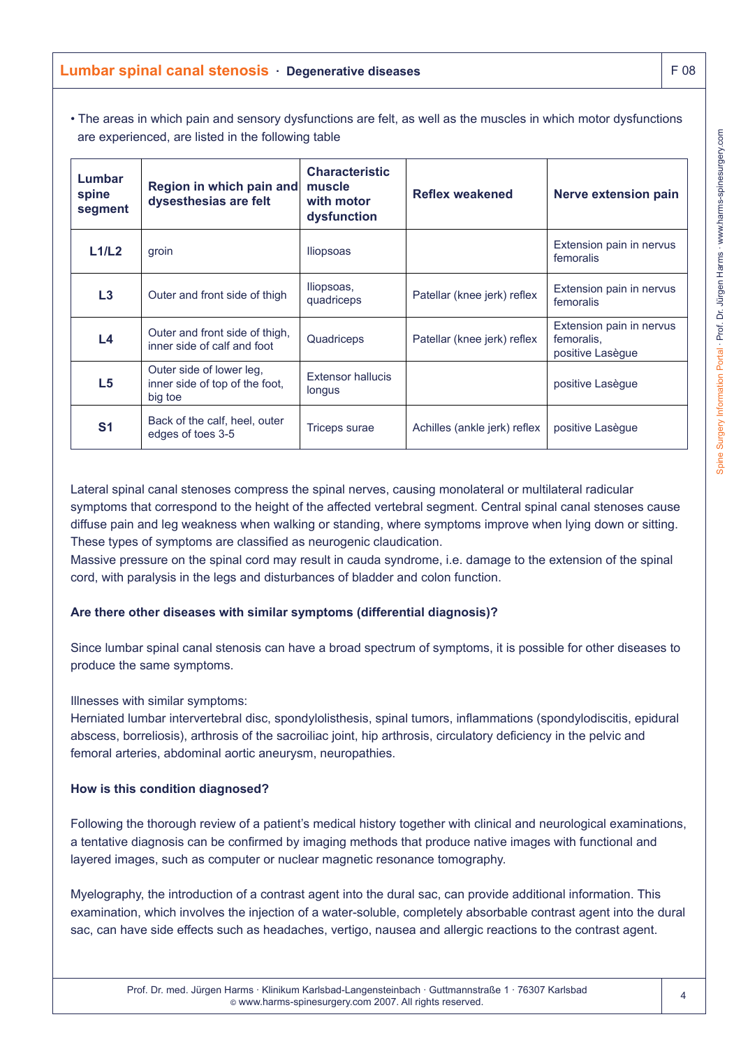## Lumbar spinal canal stenosis · Degenerative diseases

F 08

- The areas in which pain and sensory dysfunctions are felt, as well as the muscles in which motor dysfunctions are experienced, are listed in the following table

| Lumbar spine segment | Region in which pain and dysesthesias are felt | Characteristic muscle with motor dysfunction | Reflex weakened | Nerve extension pain |
|---|---|---|---|---|
| **L1/L2** | groin | Iliopsoas | | Extension pain in nervus femoralis |
| **L3** | Outer and front side of thigh | Iliopsoas, quadriceps | Patellar (knee jerk) reflex | Extension pain in nervus femoralis |
| **L4** | Outer and front side of thigh, inner side of calf and foot | Quadriceps | Patellar (knee jerk) reflex | Extension pain in nervus femoralis, positive Lasègue |
| **L5** | Outer side of lower leg, inner side of top of the foot, big toe | Extensor hallucis longus | | positive Lasègue |
| **S1** | Back of the calf, heel, outer edges of toes 3-5 | Triceps surae | Achilles (ankle jerk) reflex | positive Lasègue |

Lateral spinal canal stenoses compress the spinal nerves, causing monolateral or multilateral radicular symptoms that correspond to the height of the affected vertebral segment. Central spinal canal stenoses cause diffuse pain and leg weakness when walking or standing, where symptoms improve when lying down or sitting. These types of symptoms are classified as neurogenic claudication.
Massive pressure on the spinal cord may result in cauda syndrome, i.e. damage to the extension of the spinal cord, with paralysis in the legs and disturbances of bladder and colon function.

**Are there other diseases with similar symptoms (differential diagnosis)?**

Since lumbar spinal canal stenosis can have a broad spectrum of symptoms, it is possible for other diseases to produce the same symptoms.

Illnesses with similar symptoms:
Herniated lumbar intervertebral disc, spondylolisthesis, spinal tumors, inflammations (spondylodiscitis, epidural abscess, borreliosis), arthrosis of the sacroiliac joint, hip arthrosis, circulatory deficiency in the pelvic and femoral arteries, abdominal aortic aneurysm, neuropathies.

**How is this condition diagnosed?**

Following the thorough review of a patient's medical history together with clinical and neurological examinations, a tentative diagnosis can be confirmed by imaging methods that produce native images with functional and layered images, such as computer or nuclear magnetic resonance tomography.

Myelography, the introduction of a contrast agent into the dural sac, can provide additional information. This examination, which involves the injection of a water-soluble, completely absorbable contrast agent into the dural sac, can have side effects such as headaches, vertigo, nausea and allergic reactions to the contrast agent.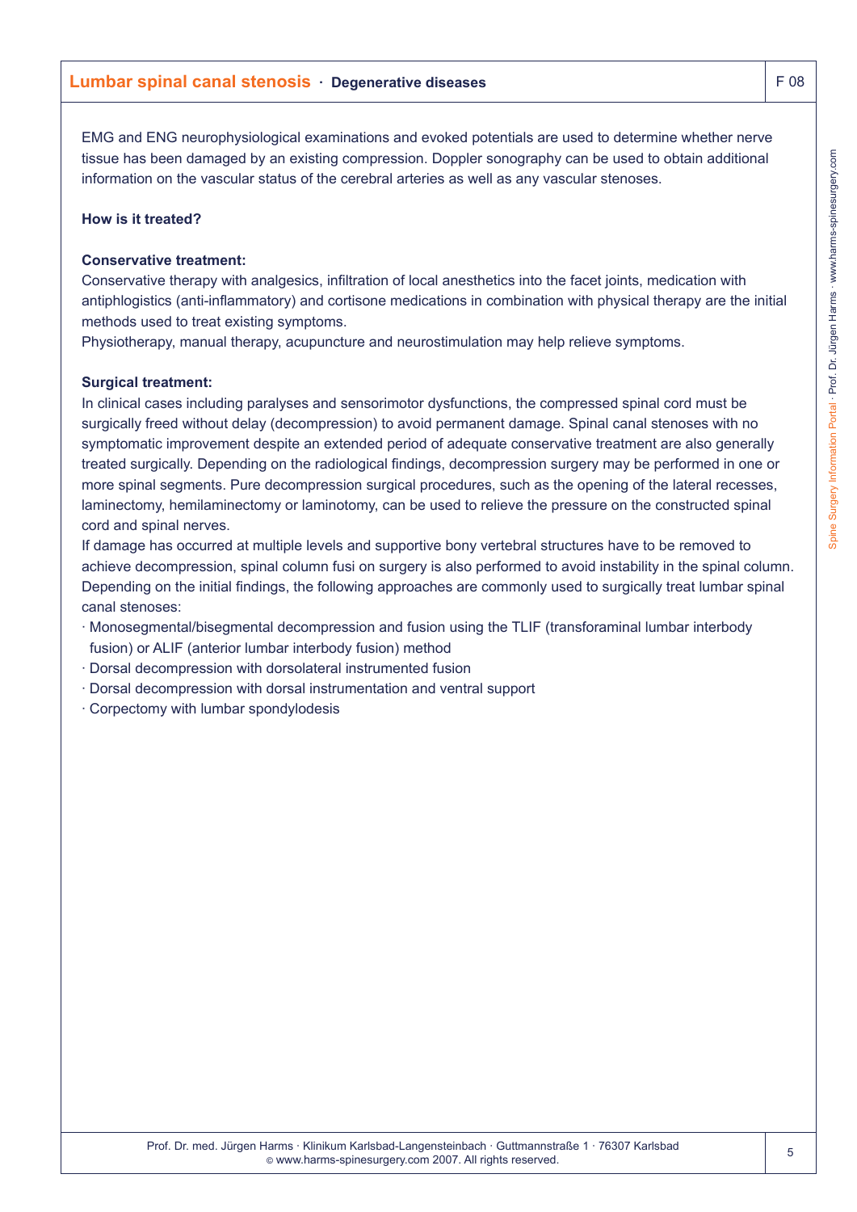EMG and ENG neurophysiological examinations and evoked potentials are used to determine whether nerve tissue has been damaged by an existing compression. Doppler sonography can be used to obtain additional information on the vascular status of the cerebral arteries as well as any vascular stenoses.

**How is it treated?**

**Conservative treatment:**
Conservative therapy with analgesics, infiltration of local anesthetics into the facet joints, medication with antiphlogistics (anti-inflammatory) and cortisone medications in combination with physical therapy are the initial methods used to treat existing symptoms.
Physiotherapy, manual therapy, acupuncture and neurostimulation may help relieve symptoms.

**Surgical treatment:**
In clinical cases including paralyses and sensorimotor dysfunctions, the compressed spinal cord must be surgically freed without delay (decompression) to avoid permanent damage. Spinal canal stenoses with no symptomatic improvement despite an extended period of adequate conservative treatment are also generally treated surgically. Depending on the radiological findings, decompression surgery may be performed in one or more spinal segments. Pure decompression surgical procedures, such as the opening of the lateral recesses, laminectomy, hemilaminectomy or laminotomy, can be used to relieve the pressure on the constructed spinal cord and spinal nerves.
If damage has occurred at multiple levels and supportive bony vertebral structures have to be removed to achieve decompression, spinal column fusi on surgery is also performed to avoid instability in the spinal column. Depending on the initial findings, the following approaches are commonly used to surgically treat lumbar spinal canal stenoses:

- Monosegmental/bisegmental decompression and fusion using the TLIF (transforaminal lumbar interbody fusion) or ALIF (anterior lumbar interbody fusion) method
- Dorsal decompression with dorsolateral instrumented fusion
- Dorsal decompression with dorsal instrumentation and ventral support
- Corpectomy with lumbar spondylodesis